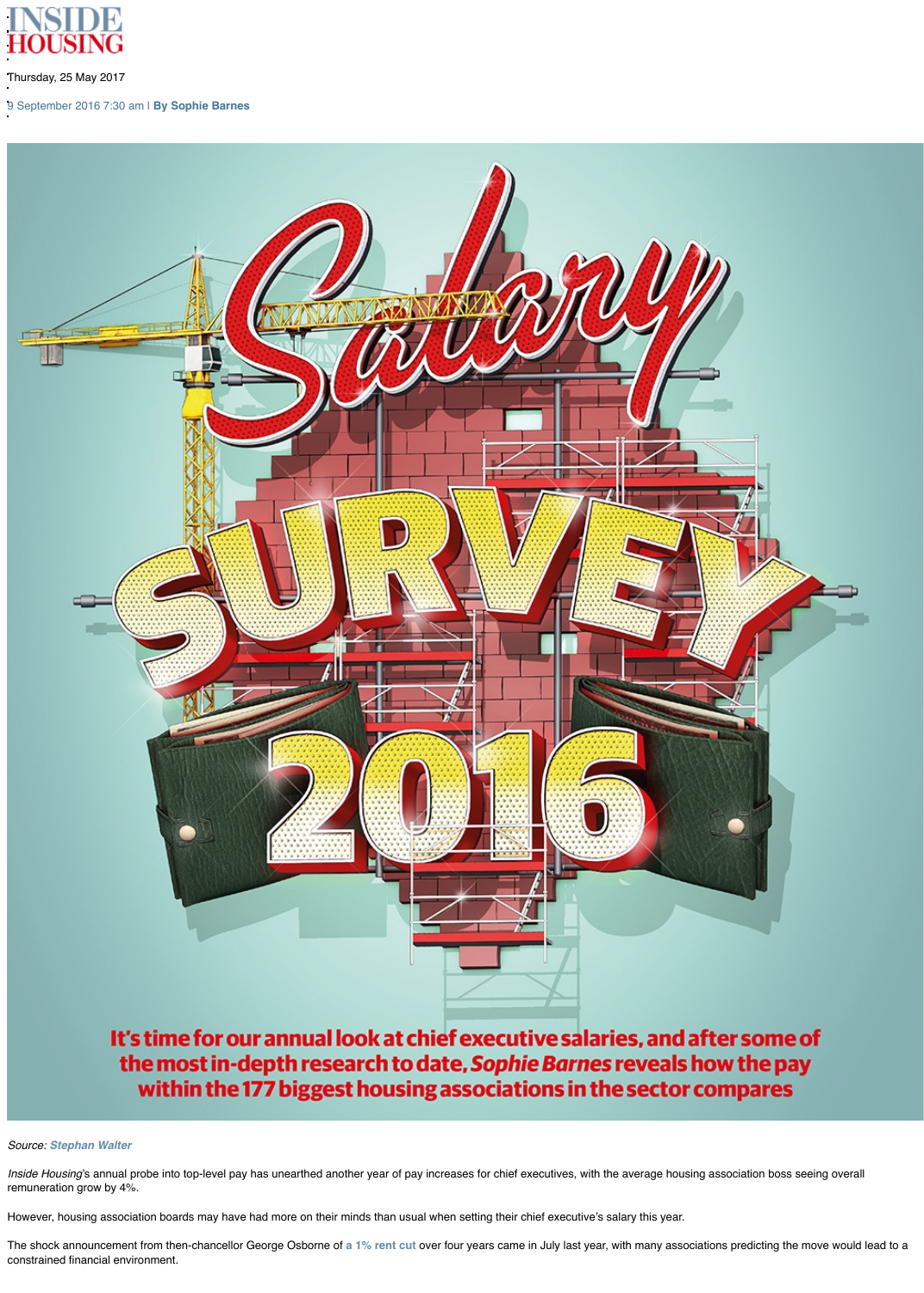INSIDE HOUSING

Thursday, 25 May 2017

9 September 2016 7:30 am | By Sophie Barnes

# Salary Survey 2016

**It's time for our annual look at chief executive salaries, and after some of the most in-depth research to date, *Sophie Barnes* reveals how the pay within the 177 biggest housing associations in the sector compares**

*Source: Stephan Walter*

*Inside Housing*'s annual probe into top-level pay has unearthed another year of pay increases for chief executives, with the average housing association boss seeing overall remuneration grow by 4%.

However, housing association boards may have had more on their minds than usual when setting their chief executive's salary this year.

The shock announcement from then-chancellor George Osborne of a 1% rent cut over four years came in July last year, with many associations predicting the move would lead to a constrained financial environment.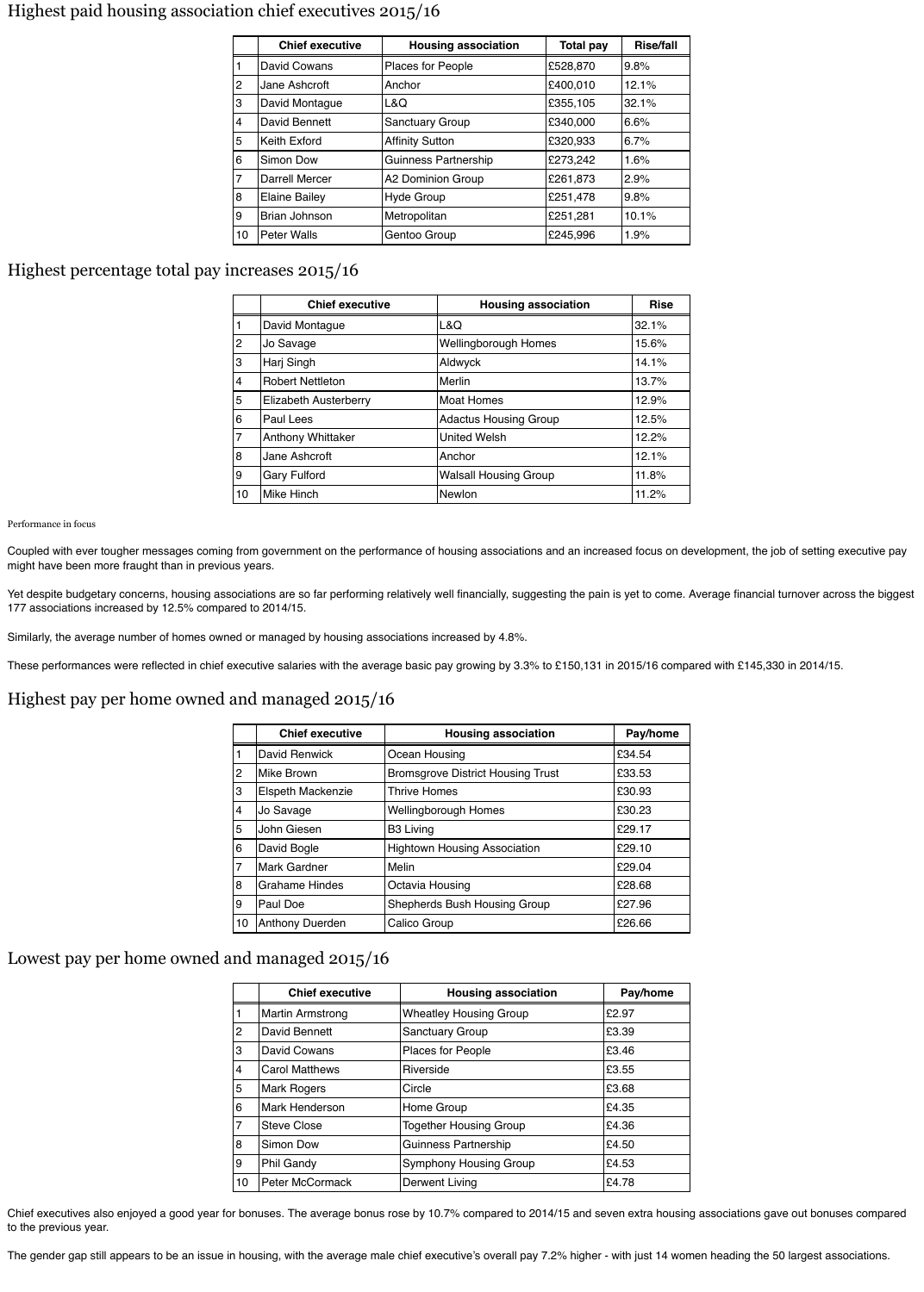## Highest paid housing association chief executives 2015/16

| | Chief executive | Housing association | Total pay | Rise/fall |
|---|---|---|---|---|
| 1 | David Cowans | Places for People | £528,870 | 9.8% |
| 2 | Jane Ashcroft | Anchor | £400,010 | 12.1% |
| 3 | David Montague | L&Q | £355,105 | 32.1% |
| 4 | David Bennett | Sanctuary Group | £340,000 | 6.6% |
| 5 | Keith Exford | Affinity Sutton | £320,933 | 6.7% |
| 6 | Simon Dow | Guinness Partnership | £273,242 | 1.6% |
| 7 | Darrell Mercer | A2 Dominion Group | £261,873 | 2.9% |
| 8 | Elaine Bailey | Hyde Group | £251,478 | 9.8% |
| 9 | Brian Johnson | Metropolitan | £251,281 | 10.1% |
| 10 | Peter Walls | Gentoo Group | £245,996 | 1.9% |

## Highest percentage total pay increases 2015/16

| | Chief executive | Housing association | Rise |
|---|---|---|---|
| 1 | David Montague | L&Q | 32.1% |
| 2 | Jo Savage | Wellingborough Homes | 15.6% |
| 3 | Harj Singh | Aldwyck | 14.1% |
| 4 | Robert Nettleton | Merlin | 13.7% |
| 5 | Elizabeth Austerberry | Moat Homes | 12.9% |
| 6 | Paul Lees | Adactus Housing Group | 12.5% |
| 7 | Anthony Whittaker | United Welsh | 12.2% |
| 8 | Jane Ashcroft | Anchor | 12.1% |
| 9 | Gary Fulford | Walsall Housing Group | 11.8% |
| 10 | Mike Hinch | Newlon | 11.2% |

Performance in focus

Coupled with ever tougher messages coming from government on the performance of housing associations and an increased focus on development, the job of setting executive pay might have been more fraught than in previous years.

Yet despite budgetary concerns, housing associations are so far performing relatively well financially, suggesting the pain is yet to come. Average financial turnover across the biggest 177 associations increased by 12.5% compared to 2014/15.

Similarly, the average number of homes owned or managed by housing associations increased by 4.8%.

These performances were reflected in chief executive salaries with the average basic pay growing by 3.3% to £150,131 in 2015/16 compared with £145,330 in 2014/15.

## Highest pay per home owned and managed 2015/16

| | Chief executive | Housing association | Pay/home |
|---|---|---|---|
| 1 | David Renwick | Ocean Housing | £34.54 |
| 2 | Mike Brown | Bromsgrove District Housing Trust | £33.53 |
| 3 | Elspeth Mackenzie | Thrive Homes | £30.93 |
| 4 | Jo Savage | Wellingborough Homes | £30.23 |
| 5 | John Giesen | B3 Living | £29.17 |
| 6 | David Bogle | Hightown Housing Association | £29.10 |
| 7 | Mark Gardner | Melin | £29.04 |
| 8 | Grahame Hindes | Octavia Housing | £28.68 |
| 9 | Paul Doe | Shepherds Bush Housing Group | £27.96 |
| 10 | Anthony Duerden | Calico Group | £26.66 |

## Lowest pay per home owned and managed 2015/16

| | Chief executive | Housing association | Pay/home |
|---|---|---|---|
| 1 | Martin Armstrong | Wheatley Housing Group | £2.97 |
| 2 | David Bennett | Sanctuary Group | £3.39 |
| 3 | David Cowans | Places for People | £3.46 |
| 4 | Carol Matthews | Riverside | £3.55 |
| 5 | Mark Rogers | Circle | £3.68 |
| 6 | Mark Henderson | Home Group | £4.35 |
| 7 | Steve Close | Together Housing Group | £4.36 |
| 8 | Simon Dow | Guinness Partnership | £4.50 |
| 9 | Phil Gandy | Symphony Housing Group | £4.53 |
| 10 | Peter McCormack | Derwent Living | £4.78 |

Chief executives also enjoyed a good year for bonuses. The average bonus rose by 10.7% compared to 2014/15 and seven extra housing associations gave out bonuses compared to the previous year.

The gender gap still appears to be an issue in housing, with the average male chief executive's overall pay 7.2% higher - with just 14 women heading the 50 largest associations.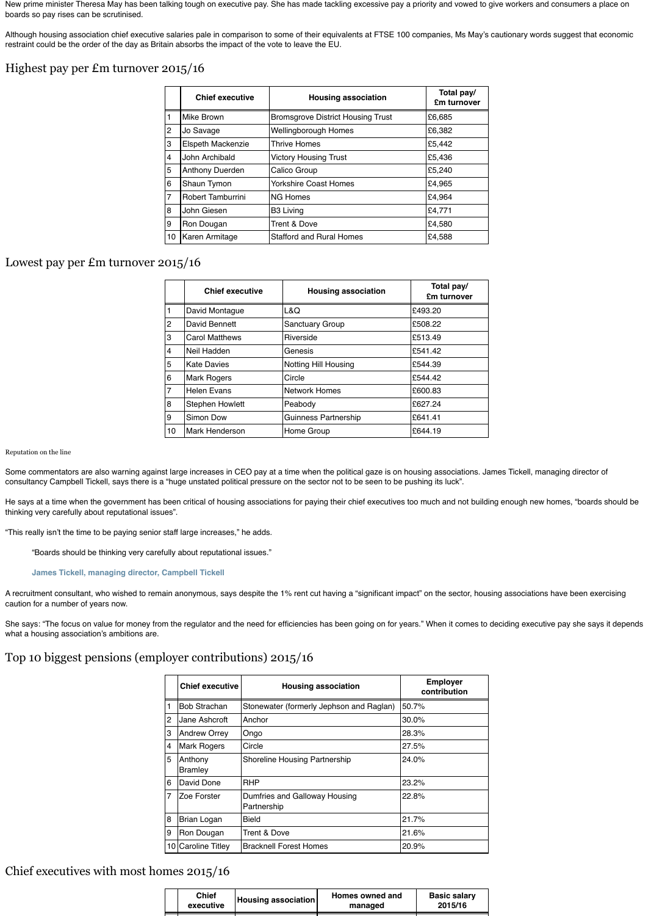New prime minister Theresa May has been talking tough on executive pay. She has made tackling excessive pay a priority and vowed to give workers and consumers a place on boards so pay rises can be scrutinised.

Although housing association chief executive salaries pale in comparison to some of their equivalents at FTSE 100 companies, Ms May's cautionary words suggest that economic restraint could be the order of the day as Britain absorbs the impact of the vote to leave the EU.

## Highest pay per £m turnover 2015/16

| | Chief executive | Housing association | Total pay/ £m turnover |
|---|---|---|---|
| 1 | Mike Brown | Bromsgrove District Housing Trust | £6,685 |
| 2 | Jo Savage | Wellingborough Homes | £6,382 |
| 3 | Elspeth Mackenzie | Thrive Homes | £5,442 |
| 4 | John Archibald | Victory Housing Trust | £5,436 |
| 5 | Anthony Duerden | Calico Group | £5,240 |
| 6 | Shaun Tymon | Yorkshire Coast Homes | £4,965 |
| 7 | Robert Tamburrini | NG Homes | £4,964 |
| 8 | John Giesen | B3 Living | £4,771 |
| 9 | Ron Dougan | Trent & Dove | £4,580 |
| 10 | Karen Armitage | Stafford and Rural Homes | £4,588 |

## Lowest pay per £m turnover 2015/16

| | Chief executive | Housing association | Total pay/ £m turnover |
|---|---|---|---|
| 1 | David Montague | L&Q | £493.20 |
| 2 | David Bennett | Sanctuary Group | £508.22 |
| 3 | Carol Matthews | Riverside | £513.49 |
| 4 | Neil Hadden | Genesis | £541.42 |
| 5 | Kate Davies | Notting Hill Housing | £544.39 |
| 6 | Mark Rogers | Circle | £544.42 |
| 7 | Helen Evans | Network Homes | £600.83 |
| 8 | Stephen Howlett | Peabody | £627.24 |
| 9 | Simon Dow | Guinness Partnership | £641.41 |
| 10 | Mark Henderson | Home Group | £644.19 |

Reputation on the line

Some commentators are also warning against large increases in CEO pay at a time when the political gaze is on housing associations. James Tickell, managing director of consultancy Campbell Tickell, says there is a "huge unstated political pressure on the sector not to be seen to be pushing its luck".

He says at a time when the government has been critical of housing associations for paying their chief executives too much and not building enough new homes, "boards should be thinking very carefully about reputational issues".

"This really isn't the time to be paying senior staff large increases," he adds.

> "Boards should be thinking very carefully about reputational issues."
>
> **James Tickell, managing director, Campbell Tickell**

A recruitment consultant, who wished to remain anonymous, says despite the 1% rent cut having a "significant impact" on the sector, housing associations have been exercising caution for a number of years now.

She says: "The focus on value for money from the regulator and the need for efficiencies has been going on for years." When it comes to deciding executive pay she says it depends what a housing association's ambitions are.

## Top 10 biggest pensions (employer contributions) 2015/16

| | Chief executive | Housing association | Employer contribution |
|---|---|---|---|
| 1 | Bob Strachan | Stonewater (formerly Jephson and Raglan) | 50.7% |
| 2 | Jane Ashcroft | Anchor | 30.0% |
| 3 | Andrew Orrey | Ongo | 28.3% |
| 4 | Mark Rogers | Circle | 27.5% |
| 5 | Anthony Bramley | Shoreline Housing Partnership | 24.0% |
| 6 | David Done | RHP | 23.2% |
| 7 | Zoe Forster | Dumfries and Galloway Housing Partnership | 22.8% |
| 8 | Brian Logan | Bield | 21.7% |
| 9 | Ron Dougan | Trent & Dove | 21.6% |
| 10 | Caroline Titley | Bracknell Forest Homes | 20.9% |

## Chief executives with most homes 2015/16

| | Chief executive | Housing association | Homes owned and managed | Basic salary 2015/16 |
|---|---|---|---|---|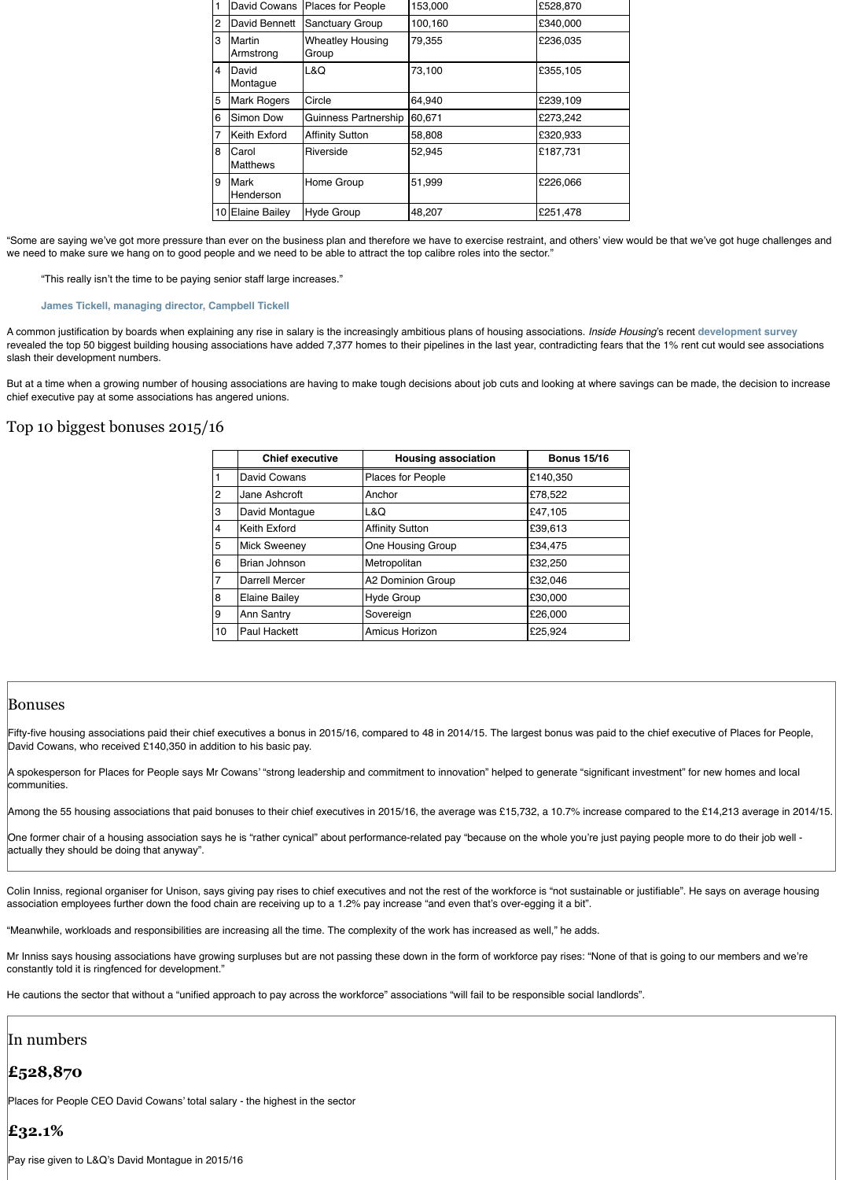| | | | | |
|---|---|---|---|---|
| 1 | David Cowans | Places for People | 153,000 | £528,870 |
| 2 | David Bennett | Sanctuary Group | 100,160 | £340,000 |
| 3 | Martin Armstrong | Wheatley Housing Group | 79,355 | £236,035 |
| 4 | David Montague | L&Q | 73,100 | £355,105 |
| 5 | Mark Rogers | Circle | 64,940 | £239,109 |
| 6 | Simon Dow | Guinness Partnership | 60,671 | £273,242 |
| 7 | Keith Exford | Affinity Sutton | 58,808 | £320,933 |
| 8 | Carol Matthews | Riverside | 52,945 | £187,731 |
| 9 | Mark Henderson | Home Group | 51,999 | £226,066 |
| 10 | Elaine Bailey | Hyde Group | 48,207 | £251,478 |

"Some are saying we've got more pressure than ever on the business plan and therefore we have to exercise restraint, and others' view would be that we've got huge challenges and we need to make sure we hang on to good people and we need to be able to attract the top calibre roles into the sector."

> "This really isn't the time to be paying senior staff large increases."
>
> **James Tickell, managing director, Campbell Tickell**

A common justification by boards when explaining any rise in salary is the increasingly ambitious plans of housing associations. *Inside Housing*'s recent **development survey** revealed the top 50 biggest building housing associations have added 7,377 homes to their pipelines in the last year, contradicting fears that the 1% rent cut would see associations slash their development numbers.

But at a time when a growing number of housing associations are having to make tough decisions about job cuts and looking at where savings can be made, the decision to increase chief executive pay at some associations has angered unions.

## Top 10 biggest bonuses 2015/16

| | Chief executive | Housing association | Bonus 15/16 |
|---|---|---|---|
| 1 | David Cowans | Places for People | £140,350 |
| 2 | Jane Ashcroft | Anchor | £78,522 |
| 3 | David Montague | L&Q | £47,105 |
| 4 | Keith Exford | Affinity Sutton | £39,613 |
| 5 | Mick Sweeney | One Housing Group | £34,475 |
| 6 | Brian Johnson | Metropolitan | £32,250 |
| 7 | Darrell Mercer | A2 Dominion Group | £32,046 |
| 8 | Elaine Bailey | Hyde Group | £30,000 |
| 9 | Ann Santry | Sovereign | £26,000 |
| 10 | Paul Hackett | Amicus Horizon | £25,924 |

## Bonuses

Fifty-five housing associations paid their chief executives a bonus in 2015/16, compared to 48 in 2014/15. The largest bonus was paid to the chief executive of Places for People, David Cowans, who received £140,350 in addition to his basic pay.

A spokesperson for Places for People says Mr Cowans' "strong leadership and commitment to innovation" helped to generate "significant investment" for new homes and local communities.

Among the 55 housing associations that paid bonuses to their chief executives in 2015/16, the average was £15,732, a 10.7% increase compared to the £14,213 average in 2014/15.

One former chair of a housing association says he is "rather cynical" about performance-related pay "because on the whole you're just paying people more to do their job well - actually they should be doing that anyway".

Colin Inniss, regional organiser for Unison, says giving pay rises to chief executives and not the rest of the workforce is "not sustainable or justifiable". He says on average housing association employees further down the food chain are receiving up to a 1.2% pay increase "and even that's over-egging it a bit".

"Meanwhile, workloads and responsibilities are increasing all the time. The complexity of the work has increased as well," he adds.

Mr Inniss says housing associations have growing surpluses but are not passing these down in the form of workforce pay rises: "None of that is going to our members and we're constantly told it is ringfenced for development."

He cautions the sector that without a "unified approach to pay across the workforce" associations "will fail to be responsible social landlords".

## In numbers

## £528,870

Places for People CEO David Cowans' total salary - the highest in the sector

## £32.1%

Pay rise given to L&Q's David Montague in 2015/16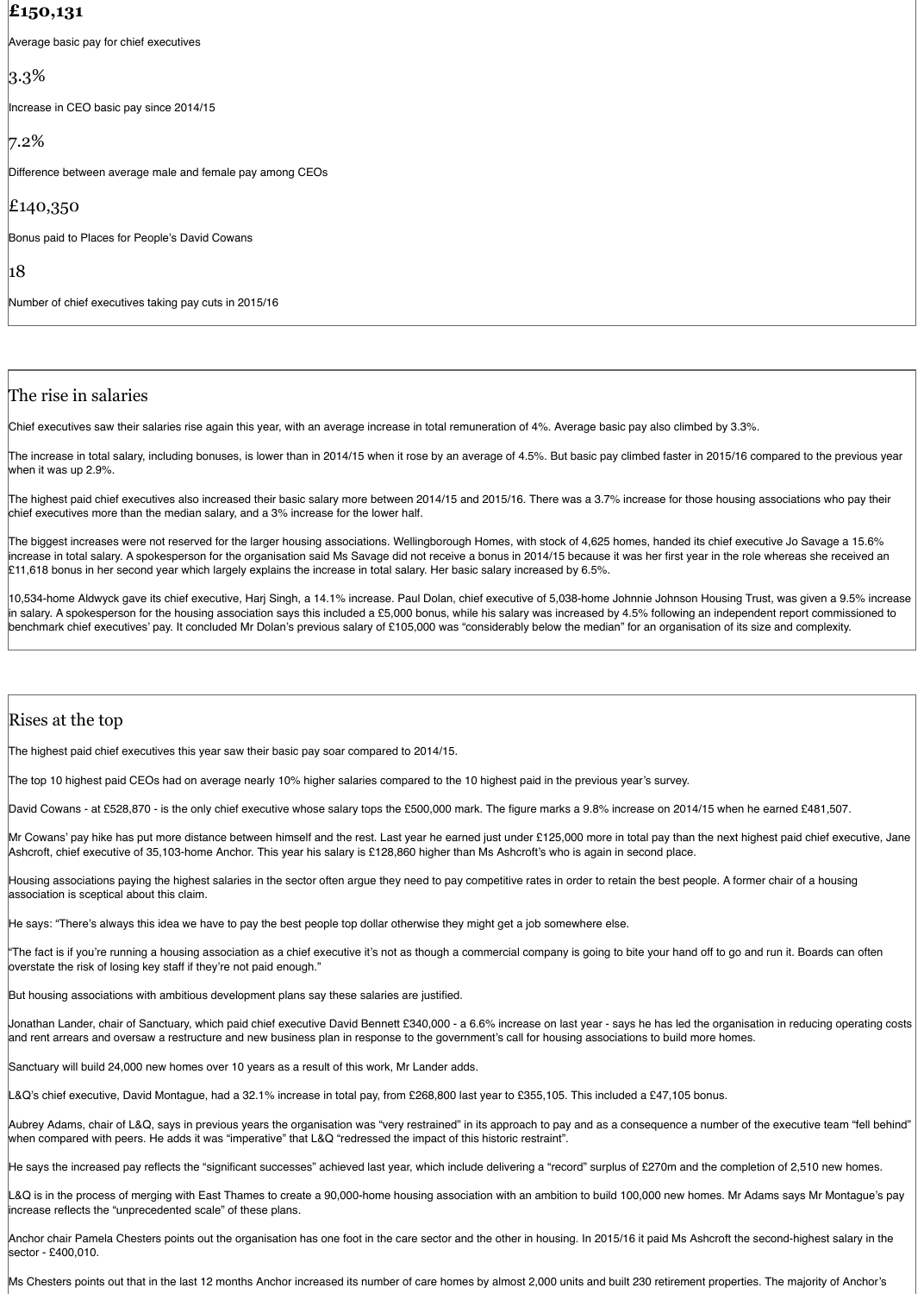## £150,131

Average basic pay for chief executives

## 3.3%

Increase in CEO basic pay since 2014/15

## 7.2%

Difference between average male and female pay among CEOs

## £140,350

Bonus paid to Places for People's David Cowans

## 18

Number of chief executives taking pay cuts in 2015/16

## The rise in salaries

Chief executives saw their salaries rise again this year, with an average increase in total remuneration of 4%. Average basic pay also climbed by 3.3%.

The increase in total salary, including bonuses, is lower than in 2014/15 when it rose by an average of 4.5%. But basic pay climbed faster in 2015/16 compared to the previous year when it was up 2.9%.

The highest paid chief executives also increased their basic salary more between 2014/15 and 2015/16. There was a 3.7% increase for those housing associations who pay their chief executives more than the median salary, and a 3% increase for the lower half.

The biggest increases were not reserved for the larger housing associations. Wellingborough Homes, with stock of 4,625 homes, handed its chief executive Jo Savage a 15.6% increase in total salary. A spokesperson for the organisation said Ms Savage did not receive a bonus in 2014/15 because it was her first year in the role whereas she received an £11,618 bonus in her second year which largely explains the increase in total salary. Her basic salary increased by 6.5%.

10,534-home Aldwyck gave its chief executive, Harj Singh, a 14.1% increase. Paul Dolan, chief executive of 5,038-home Johnnie Johnson Housing Trust, was given a 9.5% increase in salary. A spokesperson for the housing association says this included a £5,000 bonus, while his salary was increased by 4.5% following an independent report commissioned to benchmark chief executives' pay. It concluded Mr Dolan's previous salary of £105,000 was "considerably below the median" for an organisation of its size and complexity.

## Rises at the top

The highest paid chief executives this year saw their basic pay soar compared to 2014/15.

The top 10 highest paid CEOs had on average nearly 10% higher salaries compared to the 10 highest paid in the previous year's survey.

David Cowans - at £528,870 - is the only chief executive whose salary tops the £500,000 mark. The figure marks a 9.8% increase on 2014/15 when he earned £481,507.

Mr Cowans' pay hike has put more distance between himself and the rest. Last year he earned just under £125,000 more in total pay than the next highest paid chief executive, Jane Ashcroft, chief executive of 35,103-home Anchor. This year his salary is £128,860 higher than Ms Ashcroft's who is again in second place.

Housing associations paying the highest salaries in the sector often argue they need to pay competitive rates in order to retain the best people. A former chair of a housing association is sceptical about this claim.

He says: "There's always this idea we have to pay the best people top dollar otherwise they might get a job somewhere else.

"The fact is if you're running a housing association as a chief executive it's not as though a commercial company is going to bite your hand off to go and run it. Boards can often overstate the risk of losing key staff if they're not paid enough."

But housing associations with ambitious development plans say these salaries are justified.

Jonathan Lander, chair of Sanctuary, which paid chief executive David Bennett £340,000 - a 6.6% increase on last year - says he has led the organisation in reducing operating costs and rent arrears and oversaw a restructure and new business plan in response to the government's call for housing associations to build more homes.

Sanctuary will build 24,000 new homes over 10 years as a result of this work, Mr Lander adds.

L&Q's chief executive, David Montague, had a 32.1% increase in total pay, from £268,800 last year to £355,105. This included a £47,105 bonus.

Aubrey Adams, chair of L&Q, says in previous years the organisation was "very restrained" in its approach to pay and as a consequence a number of the executive team "fell behind" when compared with peers. He adds it was "imperative" that L&Q "redressed the impact of this historic restraint".

He says the increased pay reflects the "significant successes" achieved last year, which include delivering a "record" surplus of £270m and the completion of 2,510 new homes.

L&Q is in the process of merging with East Thames to create a 90,000-home housing association with an ambition to build 100,000 new homes. Mr Adams says Mr Montague's pay increase reflects the "unprecedented scale" of these plans.

Anchor chair Pamela Chesters points out the organisation has one foot in the care sector and the other in housing. In 2015/16 it paid Ms Ashcroft the second-highest salary in the sector - £400,010.

Ms Chesters points out that in the last 12 months Anchor increased its number of care homes by almost 2,000 units and built 230 retirement properties. The majority of Anchor's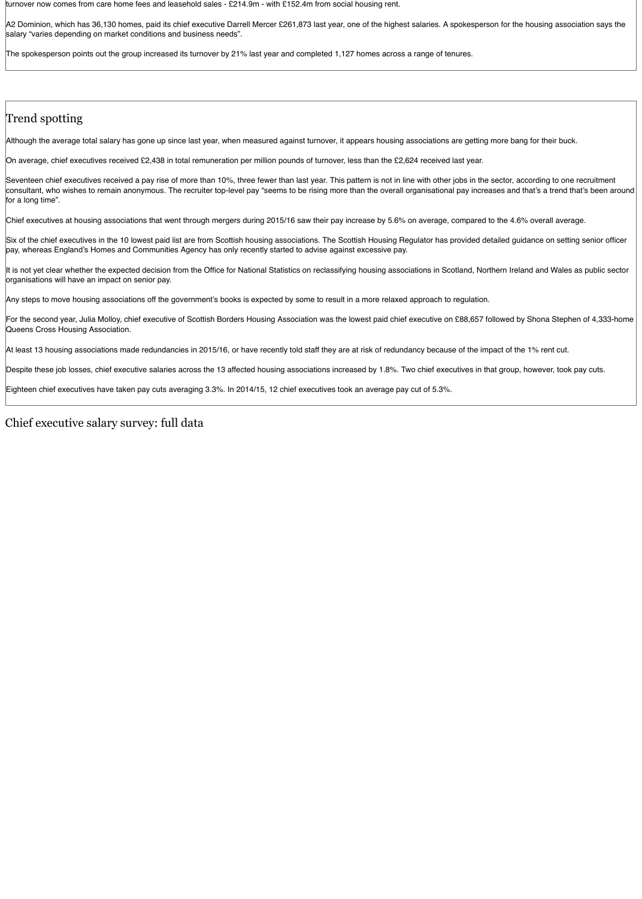turnover now comes from care home fees and leasehold sales - £214.9m - with £152.4m from social housing rent.

A2 Dominion, which has 36,130 homes, paid its chief executive Darrell Mercer £261,873 last year, one of the highest salaries. A spokesperson for the housing association says the salary "varies depending on market conditions and business needs".

The spokesperson points out the group increased its turnover by 21% last year and completed 1,127 homes across a range of tenures.

## Trend spotting

Although the average total salary has gone up since last year, when measured against turnover, it appears housing associations are getting more bang for their buck.

On average, chief executives received £2,438 in total remuneration per million pounds of turnover, less than the £2,624 received last year.

Seventeen chief executives received a pay rise of more than 10%, three fewer than last year. This pattern is not in line with other jobs in the sector, according to one recruitment consultant, who wishes to remain anonymous. The recruiter top-level pay "seems to be rising more than the overall organisational pay increases and that's a trend that's been around for a long time".

Chief executives at housing associations that went through mergers during 2015/16 saw their pay increase by 5.6% on average, compared to the 4.6% overall average.

Six of the chief executives in the 10 lowest paid list are from Scottish housing associations. The Scottish Housing Regulator has provided detailed guidance on setting senior officer pay, whereas England's Homes and Communities Agency has only recently started to advise against excessive pay.

It is not yet clear whether the expected decision from the Office for National Statistics on reclassifying housing associations in Scotland, Northern Ireland and Wales as public sector organisations will have an impact on senior pay.

Any steps to move housing associations off the government's books is expected by some to result in a more relaxed approach to regulation.

For the second year, Julia Molloy, chief executive of Scottish Borders Housing Association was the lowest paid chief executive on £88,657 followed by Shona Stephen of 4,333-home Queens Cross Housing Association.

At least 13 housing associations made redundancies in 2015/16, or have recently told staff they are at risk of redundancy because of the impact of the 1% rent cut.

Despite these job losses, chief executive salaries across the 13 affected housing associations increased by 1.8%. Two chief executives in that group, however, took pay cuts.

Eighteen chief executives have taken pay cuts averaging 3.3%. In 2014/15, 12 chief executives took an average pay cut of 5.3%.

## Chief executive salary survey: full data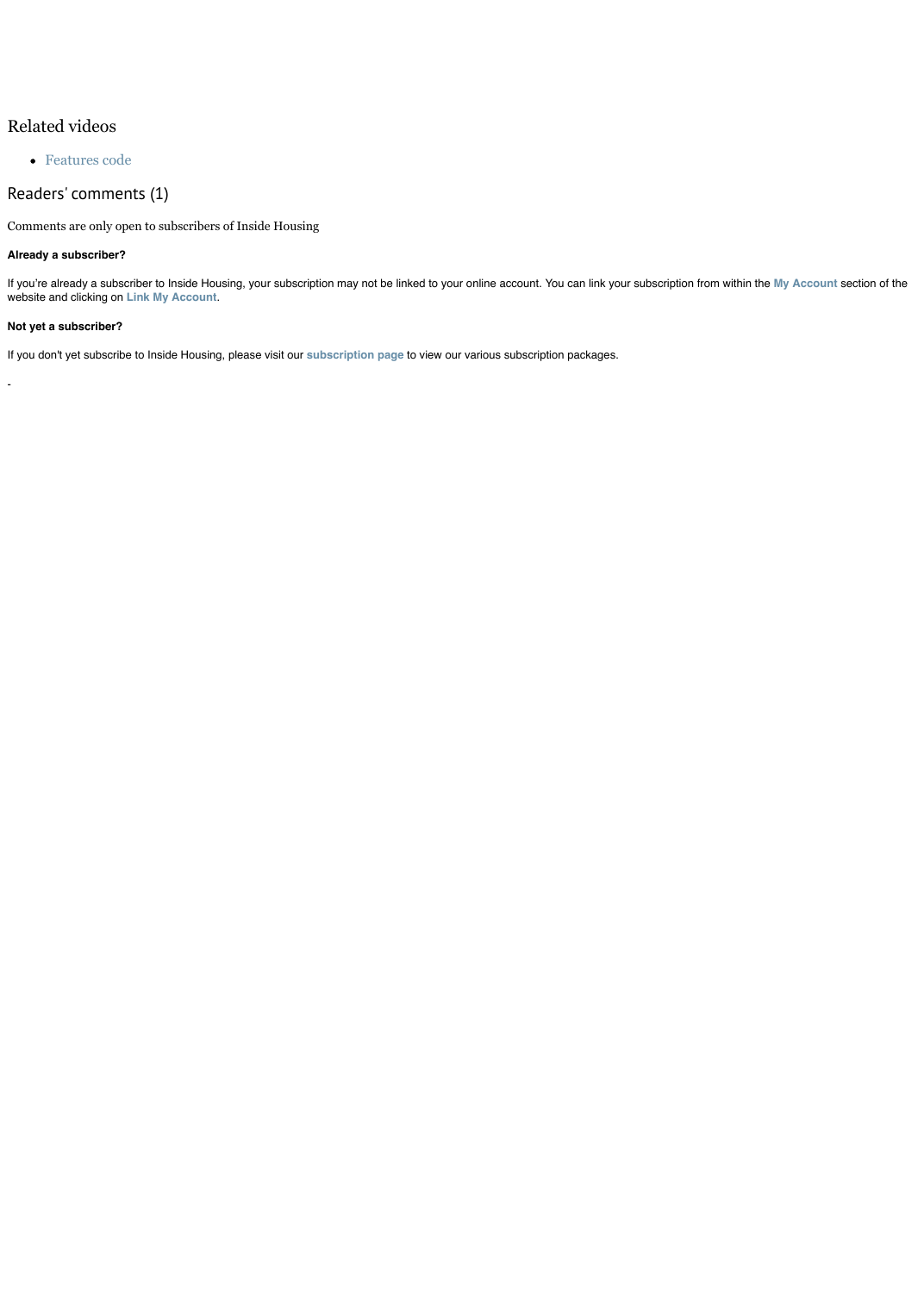## Related videos

- Features code

## Readers' comments (1)

Comments are only open to subscribers of Inside Housing

**Already a subscriber?**

If you're already a subscriber to Inside Housing, your subscription may not be linked to your online account. You can link your subscription from within the **My Account** section of the website and clicking on **Link My Account**.

**Not yet a subscriber?**

If you don't yet subscribe to Inside Housing, please visit our **subscription page** to view our various subscription packages.

-